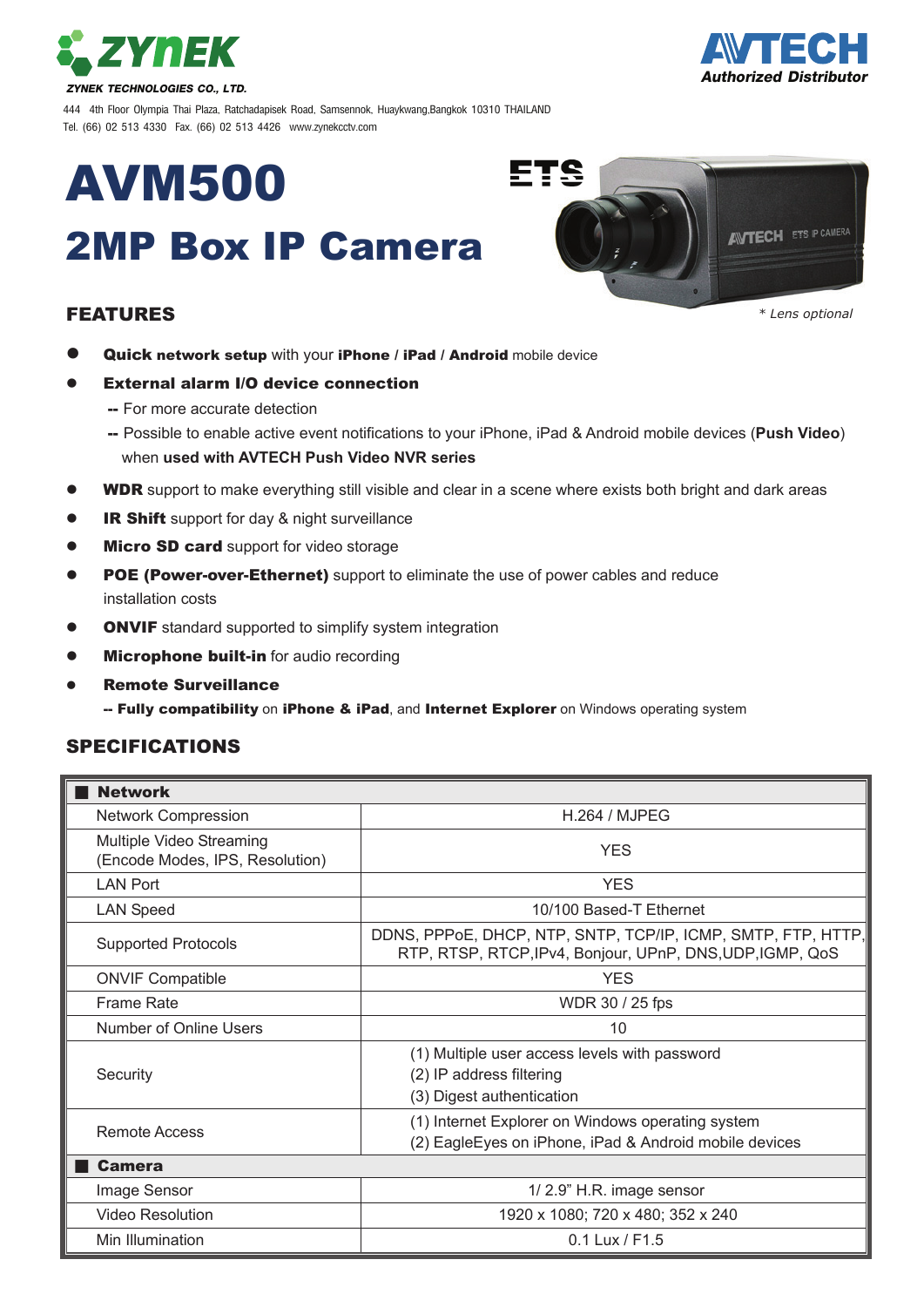**ZYNEK**

*ZYNEK TECHNOLOGIES CO., LTD.*

444 4th Floor Olympia Thai Plaza, Ratchadapisek Road, Samsennok, Huaykwang,Bangkok 10310 THAILAND
Tel. (66) 02 513 4330 Fax. (66) 02 513 4426 www.zynekcctv.com

**AVTECH**
*Authorized Distributor*

# AVM500

## 2MP Box IP Camera

ETS

*\* Lens optional*

### FEATURES

- **Quick network setup** with your **iPhone / iPad / Android** mobile device
- **External alarm I/O device connection**
  - -- For more accurate detection
  - -- Possible to enable active event notifications to your iPhone, iPad & Android mobile devices (**Push Video**) when **used with AVTECH Push Video NVR series**
- **WDR** support to make everything still visible and clear in a scene where exists both bright and dark areas
- **IR Shift** support for day & night surveillance
- **Micro SD card** support for video storage
- **POE (Power-over-Ethernet)** support to eliminate the use of power cables and reduce installation costs
- **ONVIF** standard supported to simplify system integration
- **Microphone built-in** for audio recording
- **Remote Surveillance**
  - -- **Fully compatibility** on **iPhone & iPad**, and **Internet Explorer** on Windows operating system

### SPECIFICATIONS

| ■ **Network** | |
|---|---|
| Network Compression | H.264 / MJPEG |
| Multiple Video Streaming (Encode Modes, IPS, Resolution) | YES |
| LAN Port | YES |
| LAN Speed | 10/100 Based-T Ethernet |
| Supported Protocols | DDNS, PPPoE, DHCP, NTP, SNTP, TCP/IP, ICMP, SMTP, FTP, HTTP, RTP, RTSP, RTCP,IPv4, Bonjour, UPnP, DNS,UDP,IGMP, QoS |
| ONVIF Compatible | YES |
| Frame Rate | WDR 30 / 25 fps |
| Number of Online Users | 10 |
| Security | (1) Multiple user access levels with password<br>(2) IP address filtering<br>(3) Digest authentication |
| Remote Access | (1) Internet Explorer on Windows operating system<br>(2) EagleEyes on iPhone, iPad & Android mobile devices |
| ■ **Camera** | |
| Image Sensor | 1/ 2.9" H.R. image sensor |
| Video Resolution | 1920 x 1080; 720 x 480; 352 x 240 |
| Min Illumination | 0.1 Lux / F1.5 |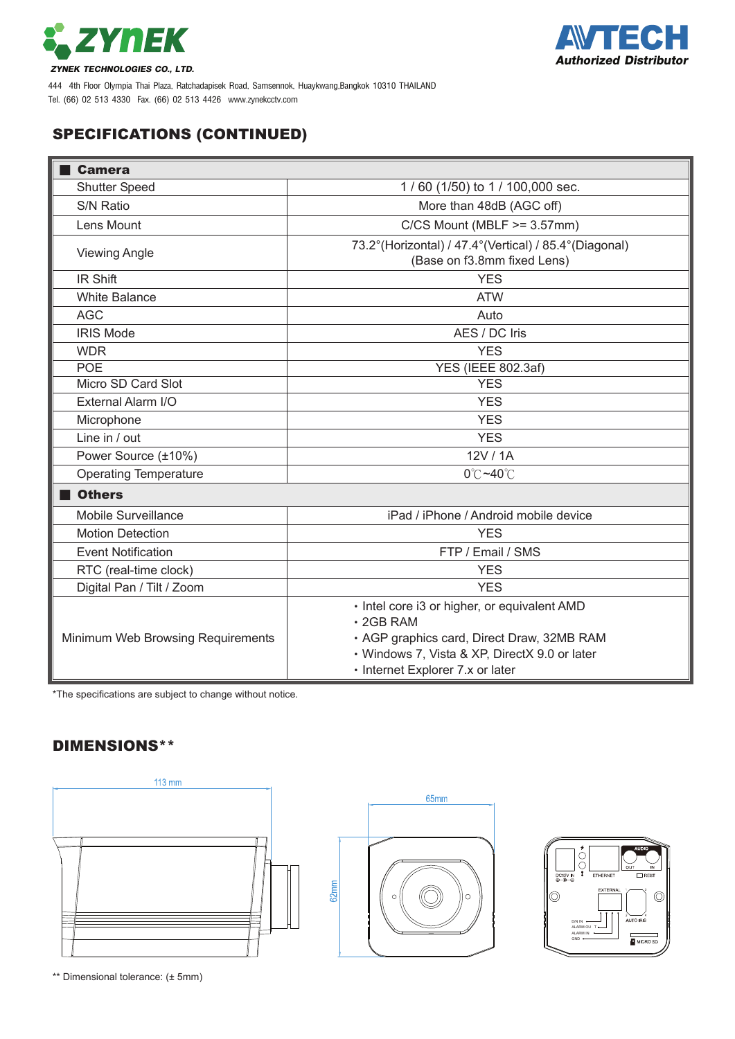ZYNEK TECHNOLOGIES CO., LTD.

AVTECH Authorized Distributor

444 4th Floor Olympia Thai Plaza, Ratchadapisek Road, Samsennok, Huaykwang,Bangkok 10310 THAILAND
Tel. (66) 02 513 4330 Fax. (66) 02 513 4426 www.zynekcctv.com

## SPECIFICATIONS (CONTINUED)

| | |
|---|---|
| **Camera** | |
| Shutter Speed | 1 / 60 (1/50) to 1 / 100,000 sec. |
| S/N Ratio | More than 48dB (AGC off) |
| Lens Mount | C/CS Mount (MBLF >= 3.57mm) |
| Viewing Angle | 73.2°(Horizontal) / 47.4°(Vertical) / 85.4°(Diagonal) (Base on f3.8mm fixed Lens) |
| IR Shift | YES |
| White Balance | ATW |
| AGC | Auto |
| IRIS Mode | AES / DC Iris |
| WDR | YES |
| POE | YES (IEEE 802.3af) |
| Micro SD Card Slot | YES |
| External Alarm I/O | YES |
| Microphone | YES |
| Line in / out | YES |
| Power Source (±10%) | 12V / 1A |
| Operating Temperature | 0℃~40℃ |
| **Others** | |
| Mobile Surveillance | iPad / iPhone / Android mobile device |
| Motion Detection | YES |
| Event Notification | FTP / Email / SMS |
| RTC (real-time clock) | YES |
| Digital Pan / Tilt / Zoom | YES |
| Minimum Web Browsing Requirements | • Intel core i3 or higher, or equivalent AMD<br>• 2GB RAM<br>• AGP graphics card, Direct Draw, 32MB RAM<br>• Windows 7, Vista & XP, DirectX 9.0 or later<br>• Internet Explorer 7.x or later |

*The specifications are subject to change without notice.

## DIMENSIONS**

113 mm

65mm

62mm

AUDIO
OUT IN
DC12V IN
ETHERNET
RESET
EXTERNAL
D/N IN
ALARM OUT
ALARM IN
GND
AUTO IRIS
MICRO SD

** Dimensional tolerance: (± 5mm)